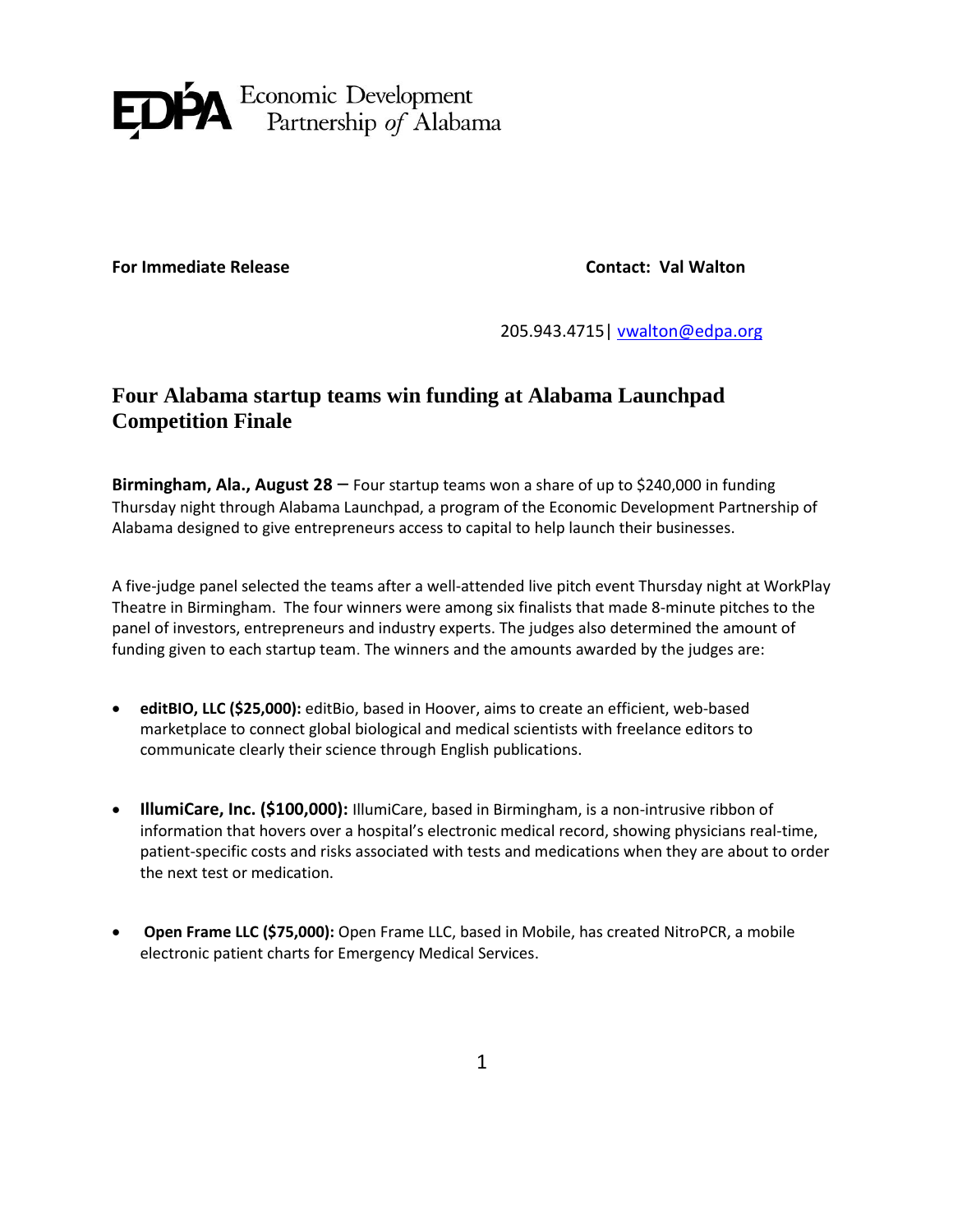EDPA Economic Development Partnership *of* Alabama

**For Immediate Release** **Contact: Val Walton**

205.943.4715| vwalton@edpa.org

# Four Alabama startup teams win funding at Alabama Launchpad Competition Finale

**Birmingham, Ala., August 28** – Four startup teams won a share of up to $240,000 in funding Thursday night through Alabama Launchpad, a program of the Economic Development Partnership of Alabama designed to give entrepreneurs access to capital to help launch their businesses.

A five-judge panel selected the teams after a well-attended live pitch event Thursday night at WorkPlay Theatre in Birmingham. The four winners were among six finalists that made 8-minute pitches to the panel of investors, entrepreneurs and industry experts. The judges also determined the amount of funding given to each startup team. The winners and the amounts awarded by the judges are:

- **editBIO, LLC ($25,000):** editBio, based in Hoover, aims to create an efficient, web-based marketplace to connect global biological and medical scientists with freelance editors to communicate clearly their science through English publications.
- **IllumiCare, Inc. ($100,000):** IllumiCare, based in Birmingham, is a non-intrusive ribbon of information that hovers over a hospital's electronic medical record, showing physicians real-time, patient-specific costs and risks associated with tests and medications when they are about to order the next test or medication.
- **Open Frame LLC ($75,000):** Open Frame LLC, based in Mobile, has created NitroPCR, a mobile electronic patient charts for Emergency Medical Services.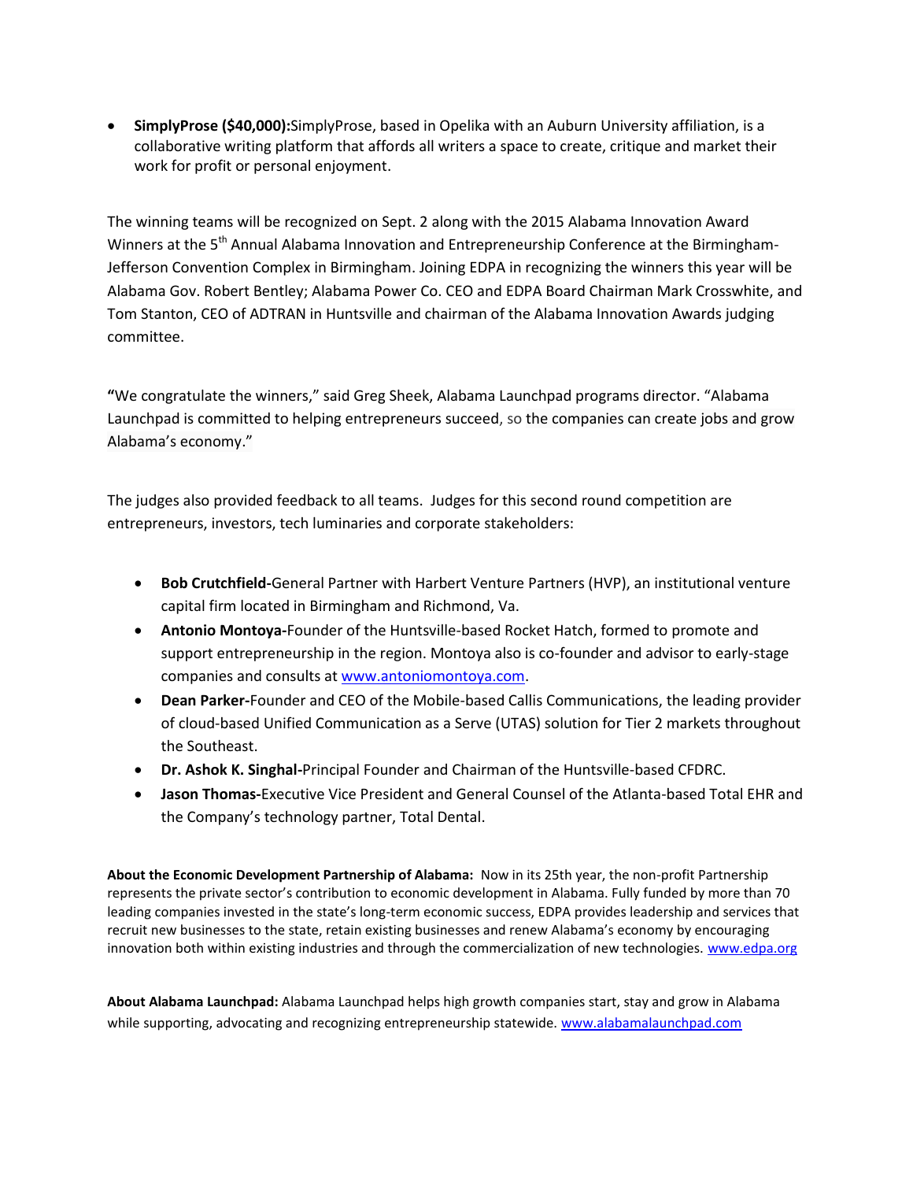- **SimplyProse ($40,000):**SimplyProse, based in Opelika with an Auburn University affiliation, is a collaborative writing platform that affords all writers a space to create, critique and market their work for profit or personal enjoyment.

The winning teams will be recognized on Sept. 2 along with the 2015 Alabama Innovation Award Winners at the 5th Annual Alabama Innovation and Entrepreneurship Conference at the Birmingham-Jefferson Convention Complex in Birmingham. Joining EDPA in recognizing the winners this year will be Alabama Gov. Robert Bentley; Alabama Power Co. CEO and EDPA Board Chairman Mark Crosswhite, and Tom Stanton, CEO of ADTRAN in Huntsville and chairman of the Alabama Innovation Awards judging committee.

"We congratulate the winners," said Greg Sheek, Alabama Launchpad programs director. "Alabama Launchpad is committed to helping entrepreneurs succeed, so the companies can create jobs and grow Alabama's economy."

The judges also provided feedback to all teams. Judges for this second round competition are entrepreneurs, investors, tech luminaries and corporate stakeholders:

- **Bob Crutchfield-**General Partner with Harbert Venture Partners (HVP), an institutional venture capital firm located in Birmingham and Richmond, Va.
- **Antonio Montoya-**Founder of the Huntsville-based Rocket Hatch, formed to promote and support entrepreneurship in the region. Montoya also is co-founder and advisor to early-stage companies and consults at www.antoniomontoya.com.
- **Dean Parker-**Founder and CEO of the Mobile-based Callis Communications, the leading provider of cloud-based Unified Communication as a Serve (UTAS) solution for Tier 2 markets throughout the Southeast.
- **Dr. Ashok K. Singhal-**Principal Founder and Chairman of the Huntsville-based CFDRC.
- **Jason Thomas-**Executive Vice President and General Counsel of the Atlanta-based Total EHR and the Company's technology partner, Total Dental.

**About the Economic Development Partnership of Alabama:** Now in its 25th year, the non-profit Partnership represents the private sector's contribution to economic development in Alabama. Fully funded by more than 70 leading companies invested in the state's long-term economic success, EDPA provides leadership and services that recruit new businesses to the state, retain existing businesses and renew Alabama's economy by encouraging innovation both within existing industries and through the commercialization of new technologies. www.edpa.org

**About Alabama Launchpad:** Alabama Launchpad helps high growth companies start, stay and grow in Alabama while supporting, advocating and recognizing entrepreneurship statewide. www.alabamalaunchpad.com